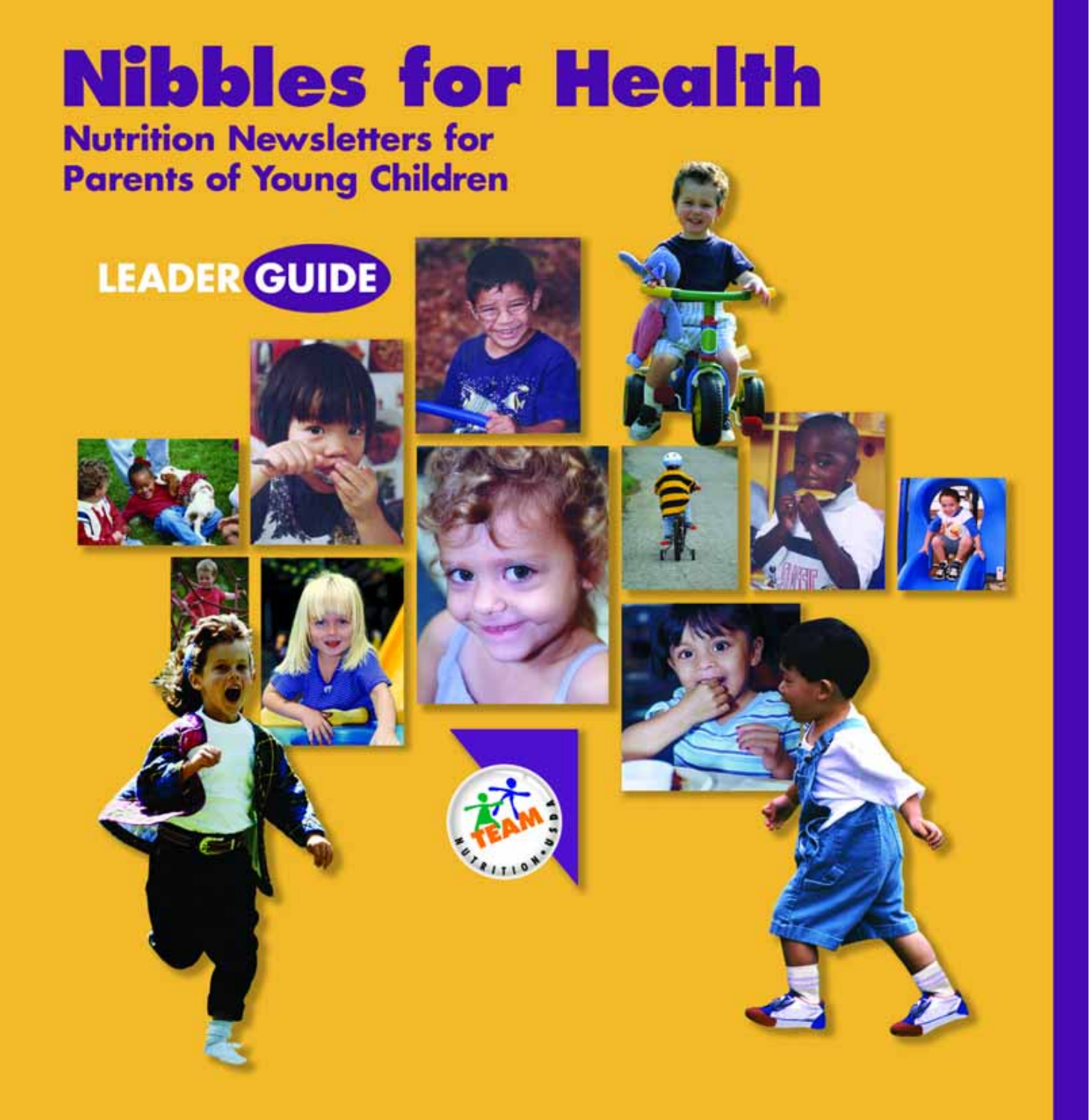# Nibbles for Health

## Nutrition Newsletters for Parents of Young Children

LEADER GUIDE

TEAM NUTRITION • USDA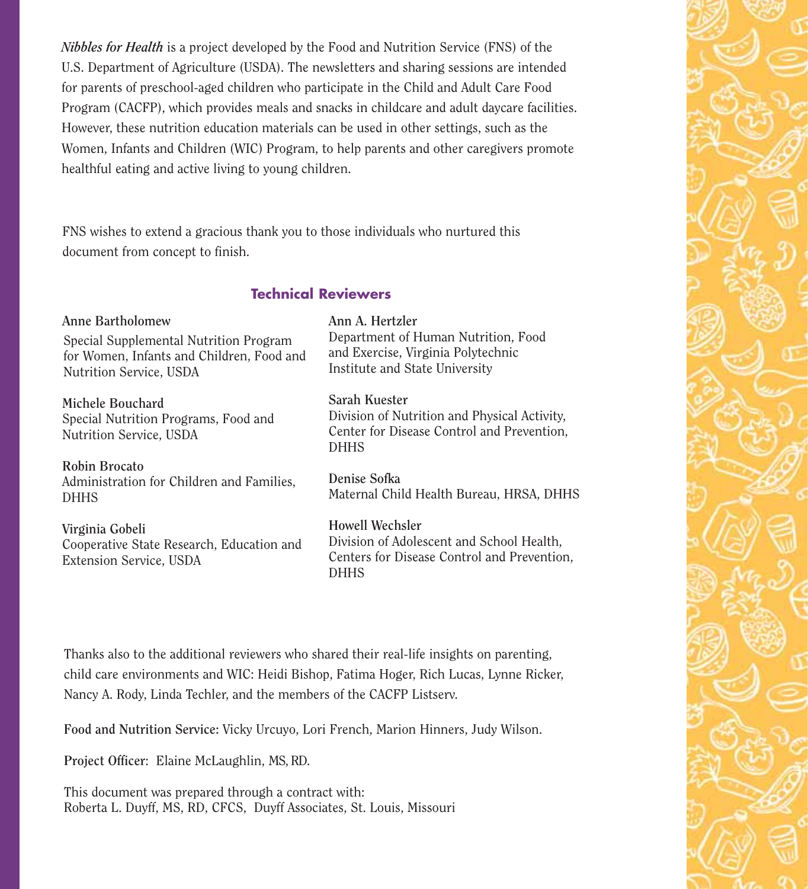*Nibbles for Health* is a project developed by the Food and Nutrition Service (FNS) of the U.S. Department of Agriculture (USDA). The newsletters and sharing sessions are intended for parents of preschool-aged children who participate in the Child and Adult Care Food Program (CACFP), which provides meals and snacks in childcare and adult daycare facilities. However, these nutrition education materials can be used in other settings, such as the Women, Infants and Children (WIC) Program, to help parents and other caregivers promote healthful eating and active living to young children.

FNS wishes to extend a gracious thank you to those individuals who nurtured this document from concept to finish.

## Technical Reviewers

**Anne Bartholomew**
Special Supplemental Nutrition Program for Women, Infants and Children, Food and Nutrition Service, USDA

**Michele Bouchard**
Special Nutrition Programs, Food and Nutrition Service, USDA

**Robin Brocato**
Administration for Children and Families, DHHS

**Virginia Gobeli**
Cooperative State Research, Education and Extension Service, USDA

**Ann A. Hertzler**
Department of Human Nutrition, Food and Exercise, Virginia Polytechnic Institute and State University

**Sarah Kuester**
Division of Nutrition and Physical Activity, Center for Disease Control and Prevention, DHHS

**Denise Sofka**
Maternal Child Health Bureau, HRSA, DHHS

**Howell Wechsler**
Division of Adolescent and School Health, Centers for Disease Control and Prevention, DHHS

Thanks also to the additional reviewers who shared their real-life insights on parenting, child care environments and WIC: Heidi Bishop, Fatima Hoger, Rich Lucas, Lynne Ricker, Nancy A. Rody, Linda Techler, and the members of the CACFP Listserv.

**Food and Nutrition Service:** Vicky Urcuyo, Lori French, Marion Hinners, Judy Wilson.

**Project Officer**: Elaine McLaughlin, MS, RD.

This document was prepared through a contract with:
Roberta L. Duyff, MS, RD, CFCS, Duyff Associates, St. Louis, Missouri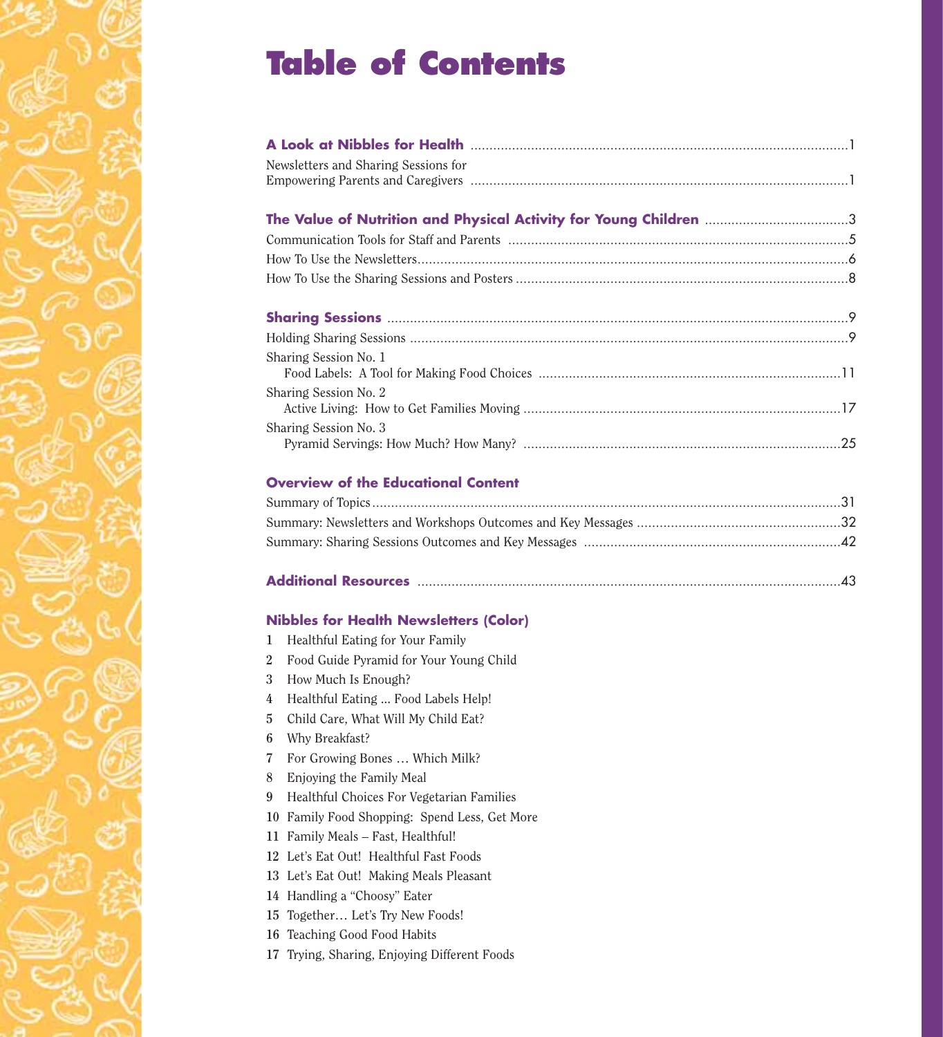# Table of Contents

**A Look at Nibbles for Health** ....................................................................................................1

Newsletters and Sharing Sessions for Empowering Parents and Caregivers ....................................................................................................1

**The Value of Nutrition and Physical Activity for Young Children** ......................................3

Communication Tools for Staff and Parents ..........................................................................................5

How To Use the Newsletters..................................................................................................................6

How To Use the Sharing Sessions and Posters ........................................................................................8

**Sharing Sessions** ..........................................................................................................................9

Holding Sharing Sessions ....................................................................................................................9

Sharing Session No. 1
Food Labels: A Tool for Making Food Choices ................................................................................11

Sharing Session No. 2
Active Living: How to Get Families Moving ....................................................................................17

Sharing Session No. 3
Pyramid Servings: How Much? How Many? ....................................................................................25

**Overview of the Educational Content**

Summary of Topics............................................................................................................................31

Summary: Newsletters and Workshops Outcomes and Key Messages ......................................................32

Summary: Sharing Sessions Outcomes and Key Messages ....................................................................42

**Additional Resources** ..................................................................................................................43

**Nibbles for Health Newsletters (Color)**

1 Healthful Eating for Your Family
2 Food Guide Pyramid for Your Young Child
3 How Much Is Enough?
4 Healthful Eating ... Food Labels Help!
5 Child Care, What Will My Child Eat?
6 Why Breakfast?
7 For Growing Bones … Which Milk?
8 Enjoying the Family Meal
9 Healthful Choices For Vegetarian Families
10 Family Food Shopping: Spend Less, Get More
11 Family Meals – Fast, Healthful!
12 Let's Eat Out! Healthful Fast Foods
13 Let's Eat Out! Making Meals Pleasant
14 Handling a "Choosy" Eater
15 Together… Let's Try New Foods!
16 Teaching Good Food Habits
17 Trying, Sharing, Enjoying Different Foods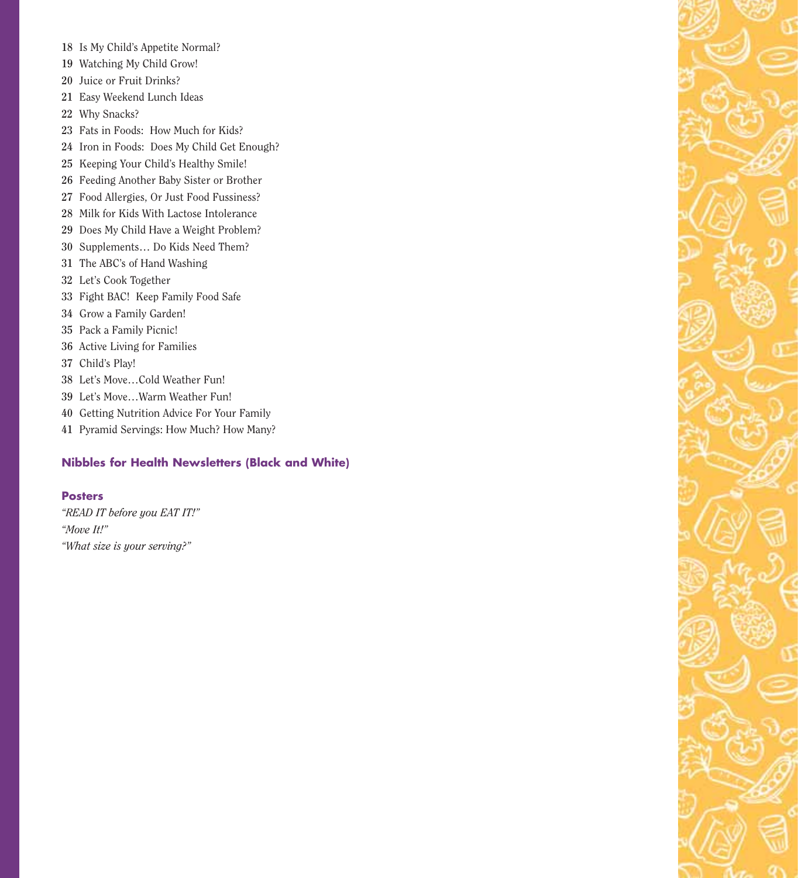18 Is My Child's Appetite Normal?
19 Watching My Child Grow!
20 Juice or Fruit Drinks?
21 Easy Weekend Lunch Ideas
22 Why Snacks?
23 Fats in Foods: How Much for Kids?
24 Iron in Foods: Does My Child Get Enough?
25 Keeping Your Child's Healthy Smile!
26 Feeding Another Baby Sister or Brother
27 Food Allergies, Or Just Food Fussiness?
28 Milk for Kids With Lactose Intolerance
29 Does My Child Have a Weight Problem?
30 Supplements… Do Kids Need Them?
31 The ABC's of Hand Washing
32 Let's Cook Together
33 Fight BAC! Keep Family Food Safe
34 Grow a Family Garden!
35 Pack a Family Picnic!
36 Active Living for Families
37 Child's Play!
38 Let's Move…Cold Weather Fun!
39 Let's Move…Warm Weather Fun!
40 Getting Nutrition Advice For Your Family
41 Pyramid Servings: How Much? How Many?

**Nibbles for Health Newsletters (Black and White)**

**Posters**

*"READ IT before you EAT IT!"*
*"Move It!"*
*"What size is your serving?"*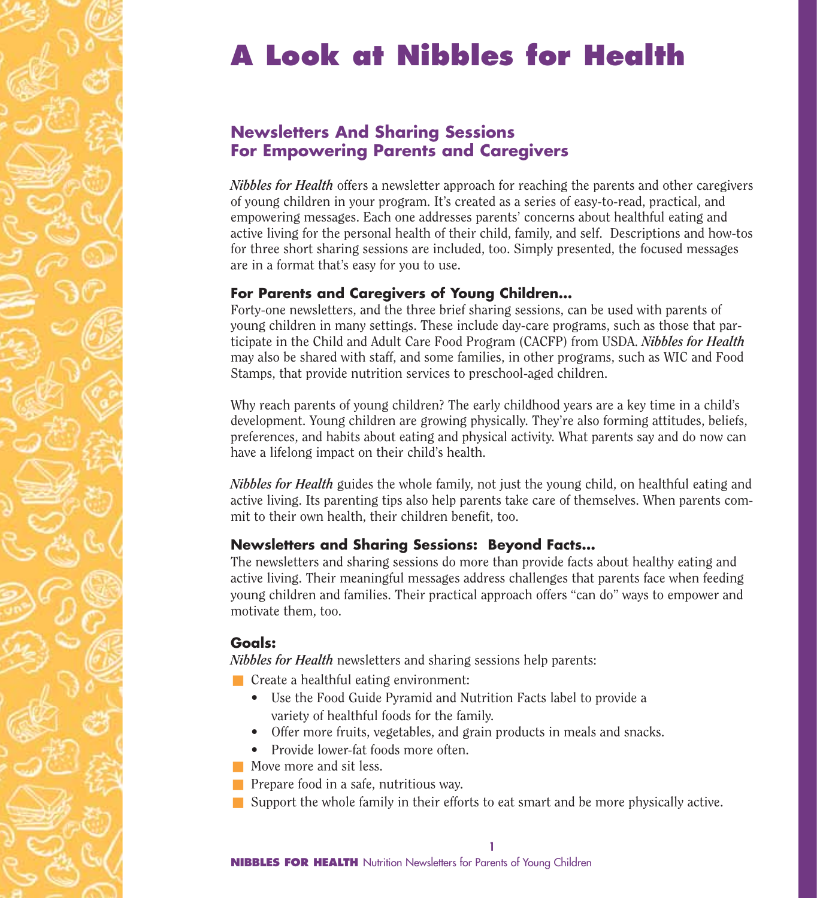# A Look at Nibbles for Health

## Newsletters And Sharing Sessions For Empowering Parents and Caregivers

*Nibbles for Health* offers a newsletter approach for reaching the parents and other caregivers of young children in your program. It's created as a series of easy-to-read, practical, and empowering messages. Each one addresses parents' concerns about healthful eating and active living for the personal health of their child, family, and self. Descriptions and how-tos for three short sharing sessions are included, too. Simply presented, the focused messages are in a format that's easy for you to use.

### For Parents and Caregivers of Young Children...

Forty-one newsletters, and the three brief sharing sessions, can be used with parents of young children in many settings. These include day-care programs, such as those that participate in the Child and Adult Care Food Program (CACFP) from USDA. ***Nibbles for Health*** may also be shared with staff, and some families, in other programs, such as WIC and Food Stamps, that provide nutrition services to preschool-aged children.

Why reach parents of young children? The early childhood years are a key time in a child's development. Young children are growing physically. They're also forming attitudes, beliefs, preferences, and habits about eating and physical activity. What parents say and do now can have a lifelong impact on their child's health.

*Nibbles for Health* guides the whole family, not just the young child, on healthful eating and active living. Its parenting tips also help parents take care of themselves. When parents commit to their own health, their children benefit, too.

### Newsletters and Sharing Sessions: Beyond Facts...

The newsletters and sharing sessions do more than provide facts about healthy eating and active living. Their meaningful messages address challenges that parents face when feeding young children and families. Their practical approach offers "can do" ways to empower and motivate them, too.

### Goals:

*Nibbles for Health* newsletters and sharing sessions help parents:

- Create a healthful eating environment:
  - Use the Food Guide Pyramid and Nutrition Facts label to provide a variety of healthful foods for the family.
  - Offer more fruits, vegetables, and grain products in meals and snacks.
  - Provide lower-fat foods more often.
- Move more and sit less.
- Prepare food in a safe, nutritious way.
- Support the whole family in their efforts to eat smart and be more physically active.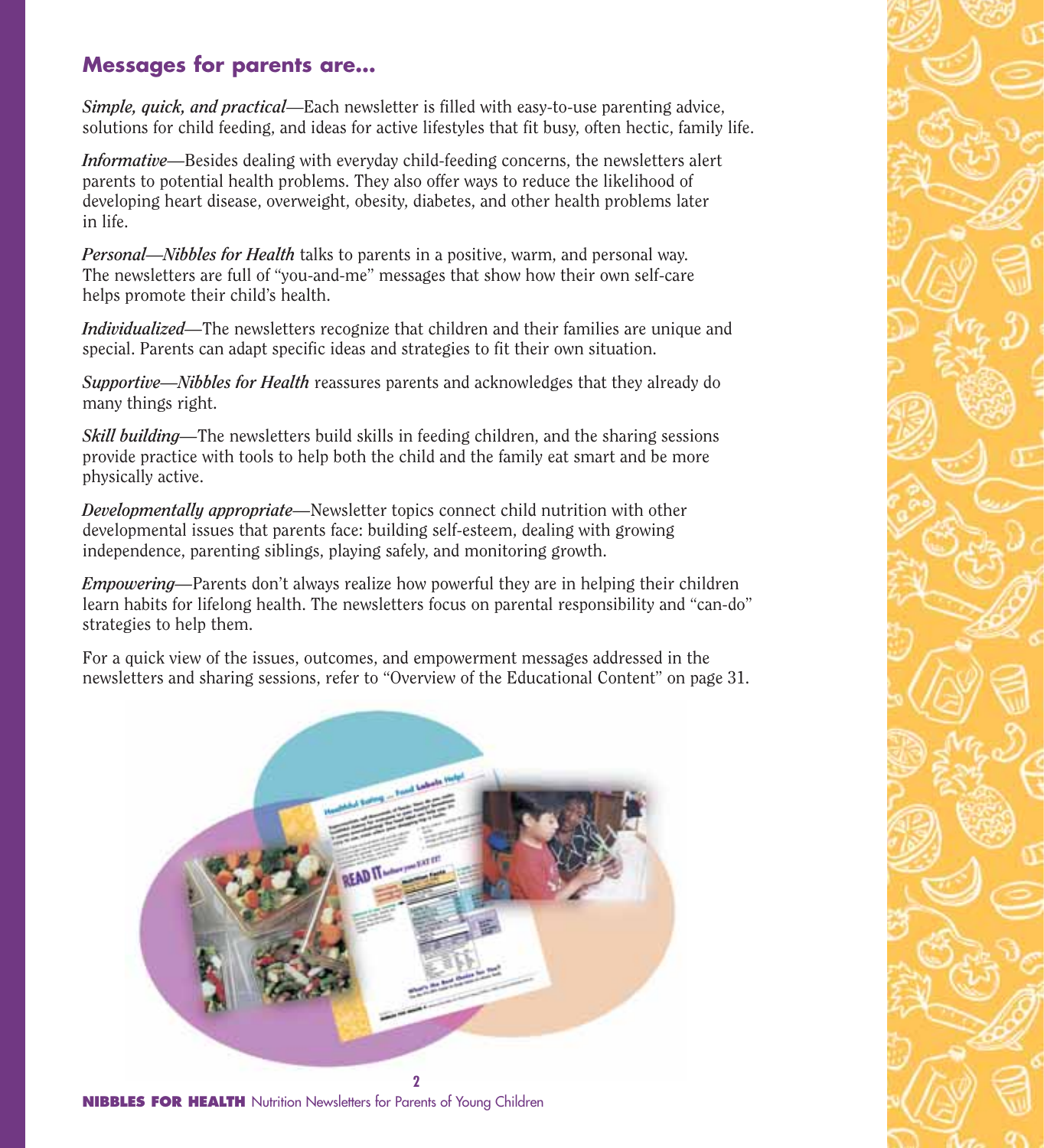## Messages for parents are...

*Simple, quick, and practical*—Each newsletter is filled with easy-to-use parenting advice, solutions for child feeding, and ideas for active lifestyles that fit busy, often hectic, family life.

*Informative*—Besides dealing with everyday child-feeding concerns, the newsletters alert parents to potential health problems. They also offer ways to reduce the likelihood of developing heart disease, overweight, obesity, diabetes, and other health problems later in life.

*Personal*—*Nibbles for Health* talks to parents in a positive, warm, and personal way. The newsletters are full of "you-and-me" messages that show how their own self-care helps promote their child's health.

*Individualized*—The newsletters recognize that children and their families are unique and special. Parents can adapt specific ideas and strategies to fit their own situation.

*Supportive*—*Nibbles for Health* reassures parents and acknowledges that they already do many things right.

*Skill building*—The newsletters build skills in feeding children, and the sharing sessions provide practice with tools to help both the child and the family eat smart and be more physically active.

*Developmentally appropriate*—Newsletter topics connect child nutrition with other developmental issues that parents face: building self-esteem, dealing with growing independence, parenting siblings, playing safely, and monitoring growth.

*Empowering*—Parents don't always realize how powerful they are in helping their children learn habits for lifelong health. The newsletters focus on parental responsibility and "can-do" strategies to help them.

For a quick view of the issues, outcomes, and empowerment messages addressed in the newsletters and sharing sessions, refer to "Overview of the Educational Content" on page 31.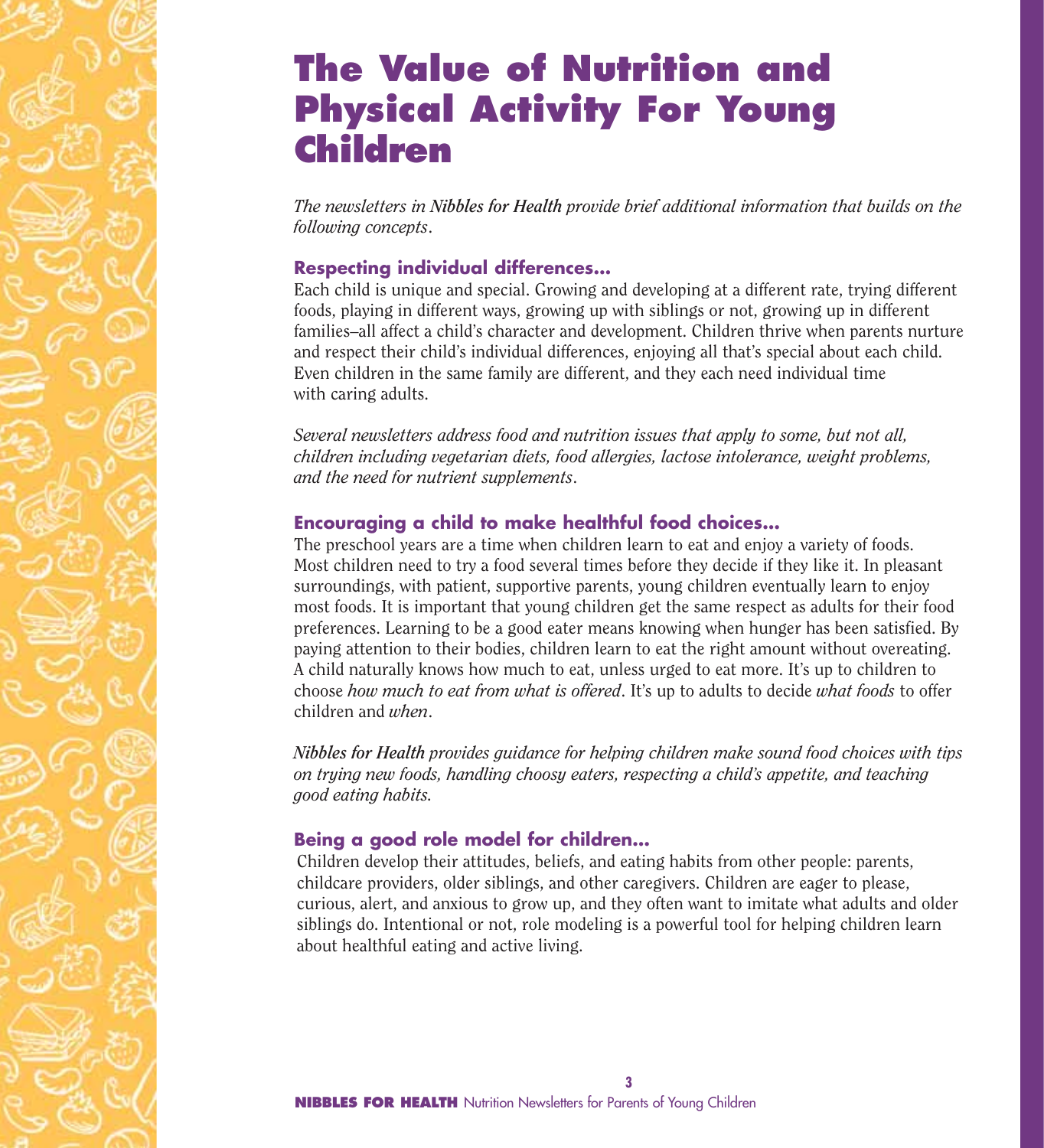# The Value of Nutrition and Physical Activity For Young Children

*The newsletters in **Nibbles for Health** provide brief additional information that builds on the following concepts.*

### Respecting individual differences...

Each child is unique and special. Growing and developing at a different rate, trying different foods, playing in different ways, growing up with siblings or not, growing up in different families–all affect a child's character and development. Children thrive when parents nurture and respect their child's individual differences, enjoying all that's special about each child. Even children in the same family are different, and they each need individual time with caring adults.

*Several newsletters address food and nutrition issues that apply to some, but not all, children including vegetarian diets, food allergies, lactose intolerance, weight problems, and the need for nutrient supplements.*

### Encouraging a child to make healthful food choices...

The preschool years are a time when children learn to eat and enjoy a variety of foods. Most children need to try a food several times before they decide if they like it. In pleasant surroundings, with patient, supportive parents, young children eventually learn to enjoy most foods. It is important that young children get the same respect as adults for their food preferences. Learning to be a good eater means knowing when hunger has been satisfied. By paying attention to their bodies, children learn to eat the right amount without overeating. A child naturally knows how much to eat, unless urged to eat more. It's up to children to choose *how much to eat from what is offered*. It's up to adults to decide *what foods* to offer children and *when*.

***Nibbles for Health** provides guidance for helping children make sound food choices with tips on trying new foods, handling choosy eaters, respecting a child's appetite, and teaching good eating habits.*

### Being a good role model for children...

Children develop their attitudes, beliefs, and eating habits from other people: parents, childcare providers, older siblings, and other caregivers. Children are eager to please, curious, alert, and anxious to grow up, and they often want to imitate what adults and older siblings do. Intentional or not, role modeling is a powerful tool for helping children learn about healthful eating and active living.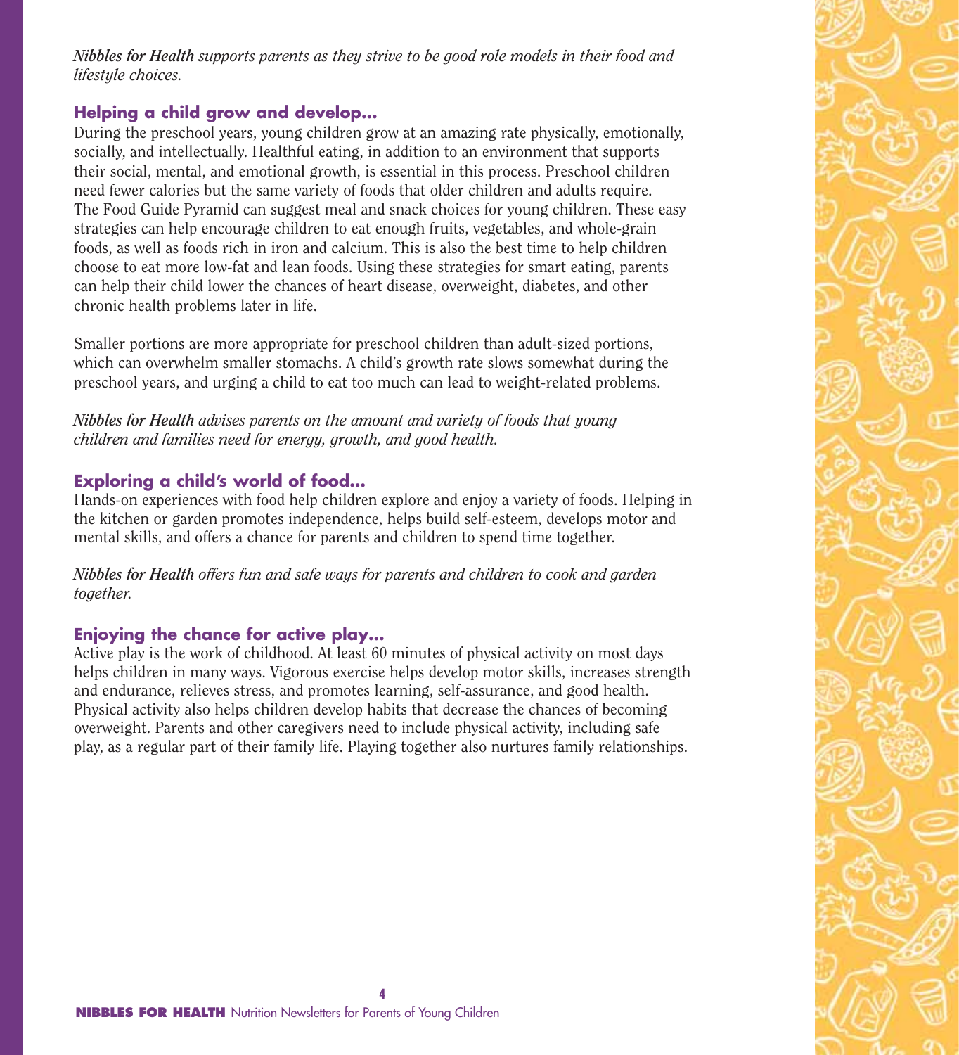*Nibbles for Health supports parents as they strive to be good role models in their food and lifestyle choices.*

## Helping a child grow and develop...

During the preschool years, young children grow at an amazing rate physically, emotionally, socially, and intellectually. Healthful eating, in addition to an environment that supports their social, mental, and emotional growth, is essential in this process. Preschool children need fewer calories but the same variety of foods that older children and adults require. The Food Guide Pyramid can suggest meal and snack choices for young children. These easy strategies can help encourage children to eat enough fruits, vegetables, and whole-grain foods, as well as foods rich in iron and calcium. This is also the best time to help children choose to eat more low-fat and lean foods. Using these strategies for smart eating, parents can help their child lower the chances of heart disease, overweight, diabetes, and other chronic health problems later in life.

Smaller portions are more appropriate for preschool children than adult-sized portions, which can overwhelm smaller stomachs. A child's growth rate slows somewhat during the preschool years, and urging a child to eat too much can lead to weight-related problems.

*Nibbles for Health advises parents on the amount and variety of foods that young children and families need for energy, growth, and good health.*

## Exploring a child's world of food...

Hands-on experiences with food help children explore and enjoy a variety of foods. Helping in the kitchen or garden promotes independence, helps build self-esteem, develops motor and mental skills, and offers a chance for parents and children to spend time together.

*Nibbles for Health offers fun and safe ways for parents and children to cook and garden together.*

## Enjoying the chance for active play...

Active play is the work of childhood. At least 60 minutes of physical activity on most days helps children in many ways. Vigorous exercise helps develop motor skills, increases strength and endurance, relieves stress, and promotes learning, self-assurance, and good health. Physical activity also helps children develop habits that decrease the chances of becoming overweight. Parents and other caregivers need to include physical activity, including safe play, as a regular part of their family life. Playing together also nurtures family relationships.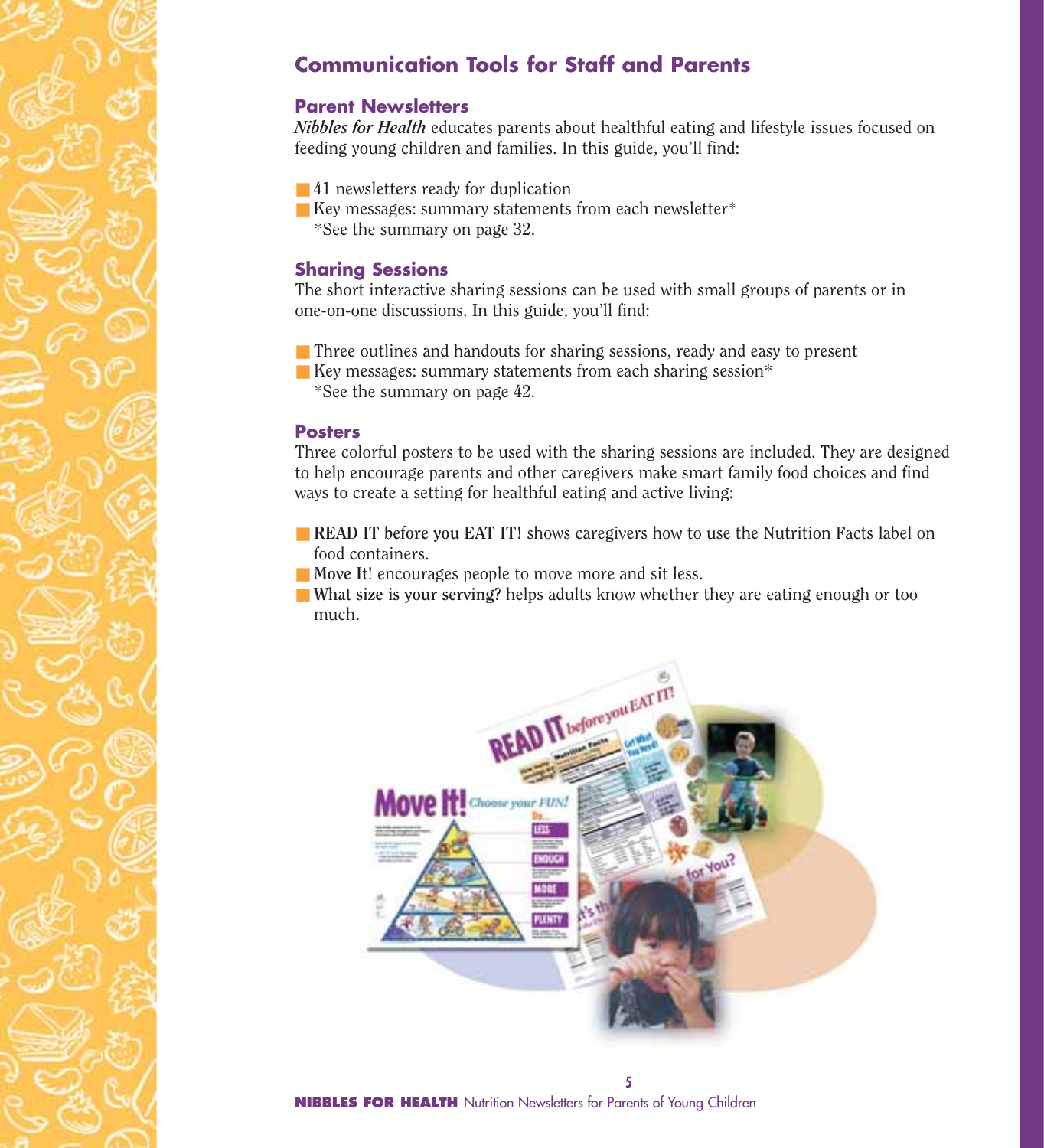## Communication Tools for Staff and Parents

### Parent Newsletters

***Nibbles for Health*** educates parents about healthful eating and lifestyle issues focused on feeding young children and families. In this guide, you'll find:

- 41 newsletters ready for duplication
- Key messages: summary statements from each newsletter*
  *See the summary on page 32.

### Sharing Sessions

The short interactive sharing sessions can be used with small groups of parents or in one-on-one discussions. In this guide, you'll find:

- Three outlines and handouts for sharing sessions, ready and easy to present
- Key messages: summary statements from each sharing session*
  *See the summary on page 42.

### Posters

Three colorful posters to be used with the sharing sessions are included. They are designed to help encourage parents and other caregivers make smart family food choices and find ways to create a setting for healthful eating and active living:

- **READ IT before you EAT IT!** shows caregivers how to use the Nutrition Facts label on food containers.
- **Move It!** encourages people to move more and sit less.
- **What size is your serving?** helps adults know whether they are eating enough or too much.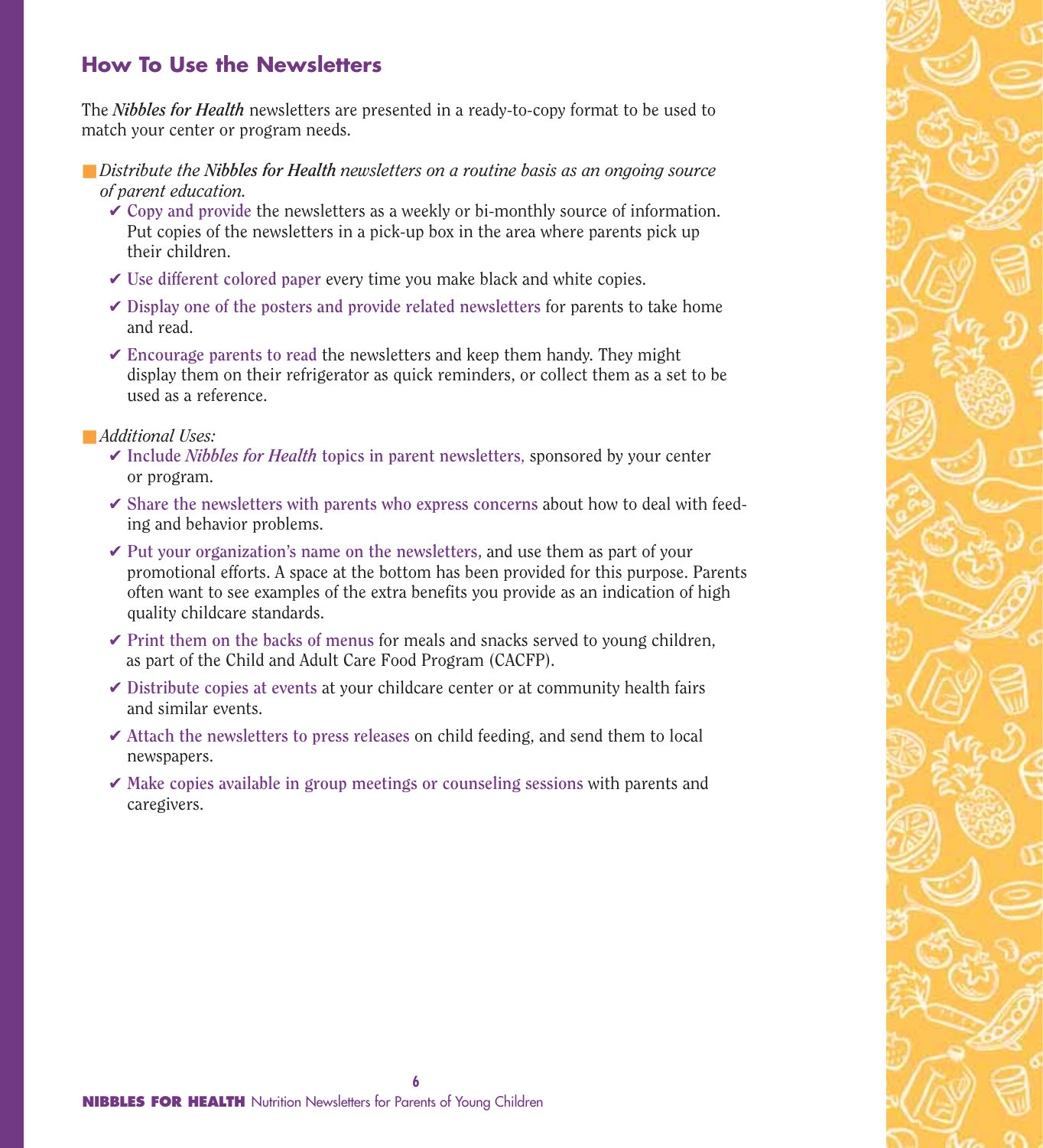## How To Use the Newsletters

The ***Nibbles for Health*** newsletters are presented in a ready-to-copy format to be used to match your center or program needs.

- *Distribute the **Nibbles for Health** newsletters on a routine basis as an ongoing source of parent education.*
  - ✔ **Copy and provide** the newsletters as a weekly or bi-monthly source of information. Put copies of the newsletters in a pick-up box in the area where parents pick up their children.
  - ✔ **Use different colored paper** every time you make black and white copies.
  - ✔ **Display one of the posters and provide related newsletters** for parents to take home and read.
  - ✔ **Encourage parents to read** the newsletters and keep them handy. They might display them on their refrigerator as quick reminders, or collect them as a set to be used as a reference.

- *Additional Uses:*
  - ✔ **Include *Nibbles for Health* topics in parent newsletters,** sponsored by your center or program.
  - ✔ **Share the newsletters with parents who express concerns** about how to deal with feeding and behavior problems.
  - ✔ **Put your organization's name on the newsletters,** and use them as part of your promotional efforts. A space at the bottom has been provided for this purpose. Parents often want to see examples of the extra benefits you provide as an indication of high quality childcare standards.
  - ✔ **Print them on the backs of menus** for meals and snacks served to young children, as part of the Child and Adult Care Food Program (CACFP).
  - ✔ **Distribute copies at events** at your childcare center or at community health fairs and similar events.
  - ✔ **Attach the newsletters to press releases** on child feeding, and send them to local newspapers.
  - ✔ **Make copies available in group meetings or counseling sessions** with parents and caregivers.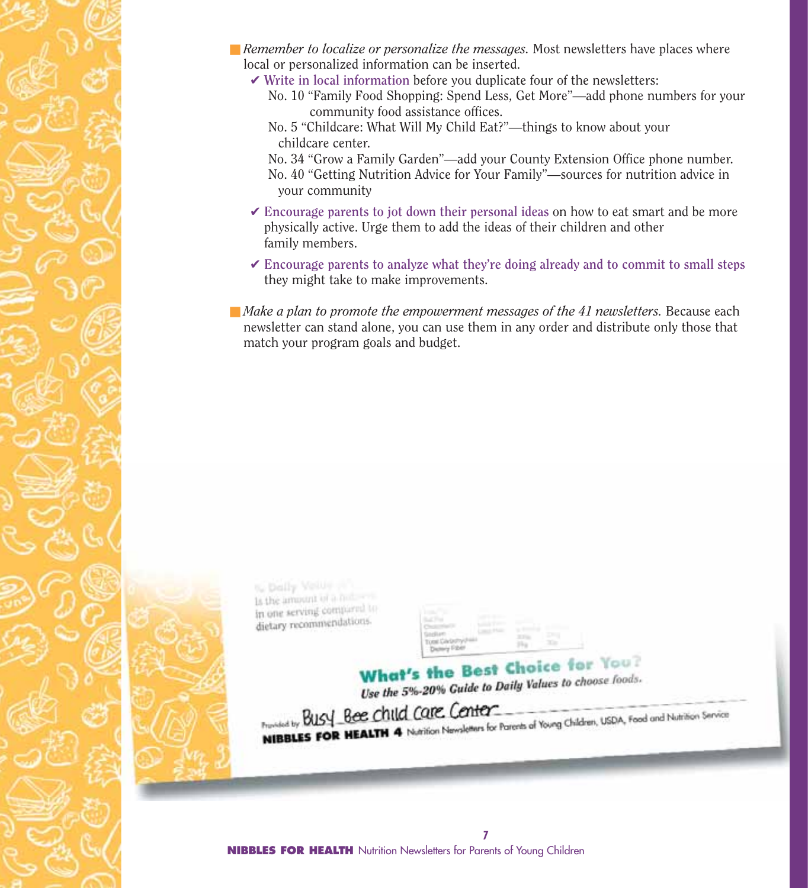- *Remember to localize or personalize the messages.* Most newsletters have places where local or personalized information can be inserted.
  - ✔ **Write in local information** before you duplicate four of the newsletters:
    - No. 10 "Family Food Shopping: Spend Less, Get More"—add phone numbers for your community food assistance offices.
    - No. 5 "Childcare: What Will My Child Eat?"—things to know about your childcare center.
    - No. 34 "Grow a Family Garden"—add your County Extension Office phone number.
    - No. 40 "Getting Nutrition Advice for Your Family"—sources for nutrition advice in your community
  - ✔ **Encourage parents to jot down their personal ideas** on how to eat smart and be more physically active. Urge them to add the ideas of their children and other family members.
  - ✔ **Encourage parents to analyze what they're doing already and to commit to small steps** they might take to make improvements.

- *Make a plan to promote the empowerment messages of the 41 newsletters.* Because each newsletter can stand alone, you can use them in any order and distribute only those that match your program goals and budget.

% Daily Value (DV) is the amount of a nutrient in one serving compared to dietary recommendations.

**What's the Best Choice for You?**
*Use the 5%-20% Guide to Daily Values to choose foods.*

Provided by Busy Bee Child Care Center

**NIBBLES FOR HEALTH 4** Nutrition Newsletters for Parents of Young Children, USDA, Food and Nutrition Service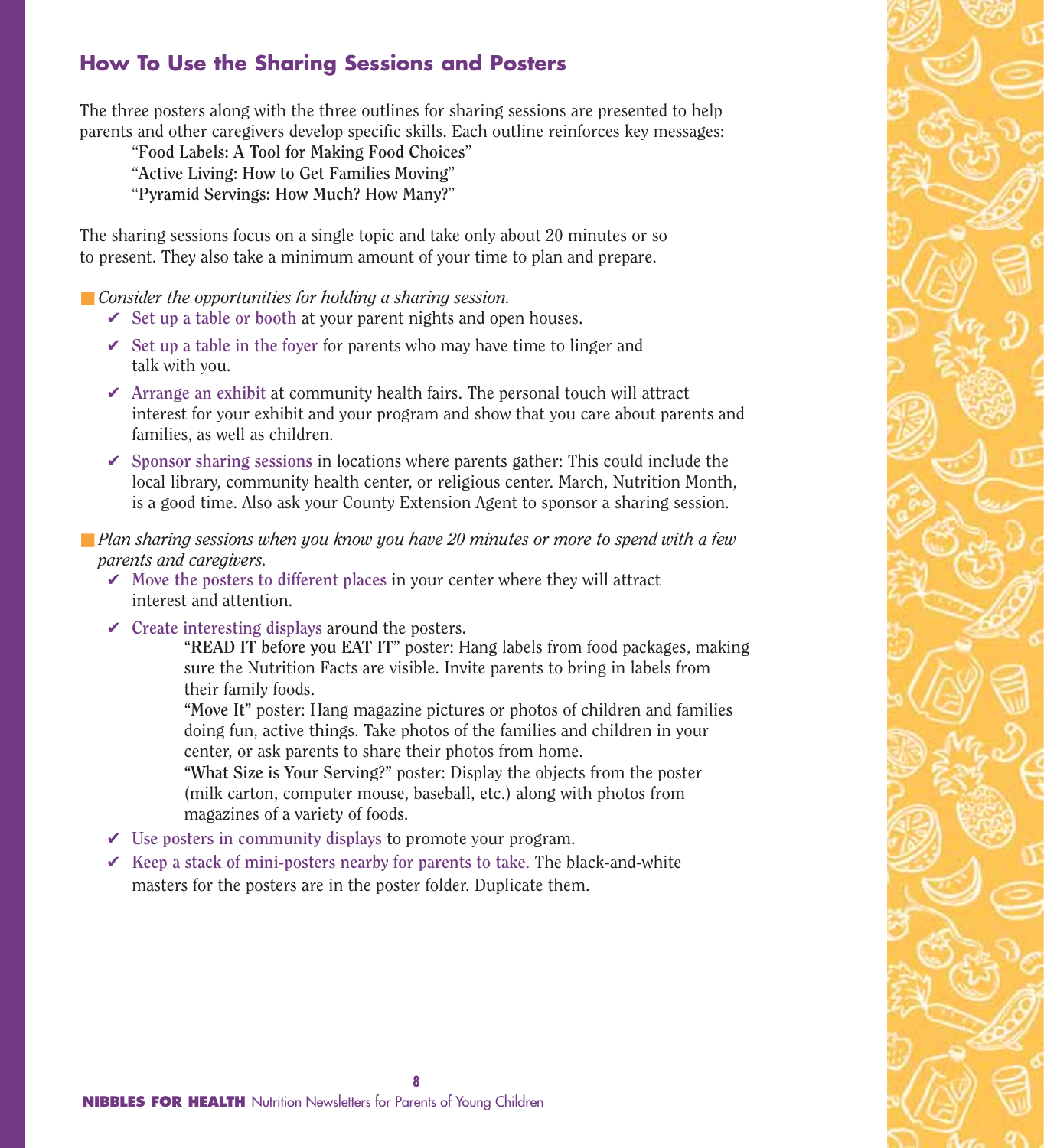## How To Use the Sharing Sessions and Posters

The three posters along with the three outlines for sharing sessions are presented to help parents and other caregivers develop specific skills. Each outline reinforces key messages:

"**Food Labels: A Tool for Making Food Choices**"
"**Active Living: How to Get Families Moving**"
"**Pyramid Servings: How Much? How Many?**"

The sharing sessions focus on a single topic and take only about 20 minutes or so to present. They also take a minimum amount of your time to plan and prepare.

- *Consider the opportunities for holding a sharing session.*
  - ✔ **Set up a table or booth** at your parent nights and open houses.
  - ✔ **Set up a table in the foyer** for parents who may have time to linger and talk with you.
  - ✔ **Arrange an exhibit** at community health fairs. The personal touch will attract interest for your exhibit and your program and show that you care about parents and families, as well as children.
  - ✔ **Sponsor sharing sessions** in locations where parents gather: This could include the local library, community health center, or religious center. March, Nutrition Month, is a good time. Also ask your County Extension Agent to sponsor a sharing session.

- *Plan sharing sessions when you know you have 20 minutes or more to spend with a few parents and caregivers.*
  - ✔ **Move the posters to different places** in your center where they will attract interest and attention.
  - ✔ **Create interesting displays** around the posters.

    **"READ IT before you EAT IT"** poster: Hang labels from food packages, making sure the Nutrition Facts are visible. Invite parents to bring in labels from their family foods.

    **"Move It"** poster: Hang magazine pictures or photos of children and families doing fun, active things. Take photos of the families and children in your center, or ask parents to share their photos from home.

    **"What Size is Your Serving?"** poster: Display the objects from the poster (milk carton, computer mouse, baseball, etc.) along with photos from magazines of a variety of foods.
  - ✔ **Use posters in community displays** to promote your program.
  - ✔ **Keep a stack of mini-posters nearby for parents to take.** The black-and-white masters for the posters are in the poster folder. Duplicate them.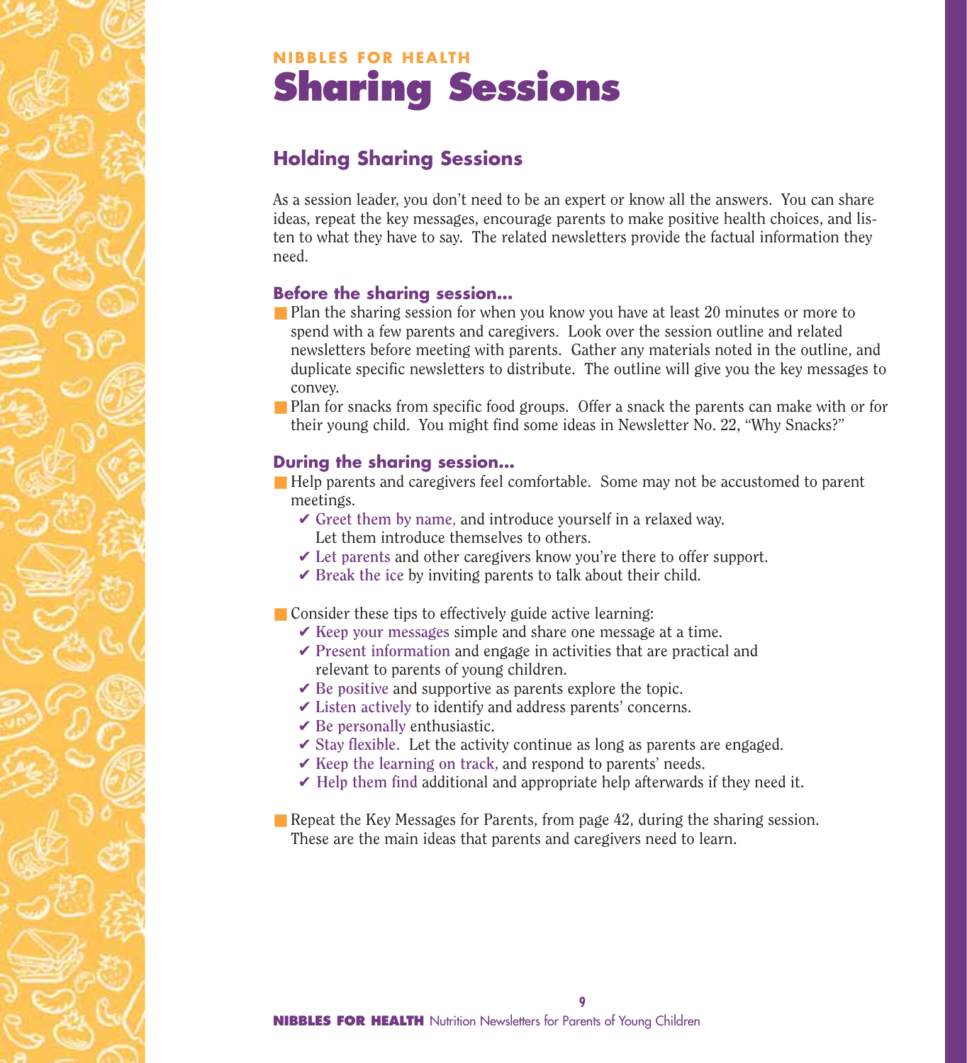NIBBLES FOR HEALTH

# Sharing Sessions

## Holding Sharing Sessions

As a session leader, you don't need to be an expert or know all the answers. You can share ideas, repeat the key messages, encourage parents to make positive health choices, and listen to what they have to say. The related newsletters provide the factual information they need.

### Before the sharing session...

- Plan the sharing session for when you know you have at least 20 minutes or more to spend with a few parents and caregivers. Look over the session outline and related newsletters before meeting with parents. Gather any materials noted in the outline, and duplicate specific newsletters to distribute. The outline will give you the key messages to convey.
- Plan for snacks from specific food groups. Offer a snack the parents can make with or for their young child. You might find some ideas in Newsletter No. 22, "Why Snacks?"

### During the sharing session...

- Help parents and caregivers feel comfortable. Some may not be accustomed to parent meetings.
  - ✔ Greet them by name, and introduce yourself in a relaxed way. Let them introduce themselves to others.
  - ✔ Let parents and other caregivers know you're there to offer support.
  - ✔ Break the ice by inviting parents to talk about their child.
- Consider these tips to effectively guide active learning:
  - ✔ Keep your messages simple and share one message at a time.
  - ✔ Present information and engage in activities that are practical and relevant to parents of young children.
  - ✔ Be positive and supportive as parents explore the topic.
  - ✔ Listen actively to identify and address parents' concerns.
  - ✔ Be personally enthusiastic.
  - ✔ Stay flexible. Let the activity continue as long as parents are engaged.
  - ✔ Keep the learning on track, and respond to parents' needs.
  - ✔ Help them find additional and appropriate help afterwards if they need it.
- Repeat the Key Messages for Parents, from page 42, during the sharing session. These are the main ideas that parents and caregivers need to learn.